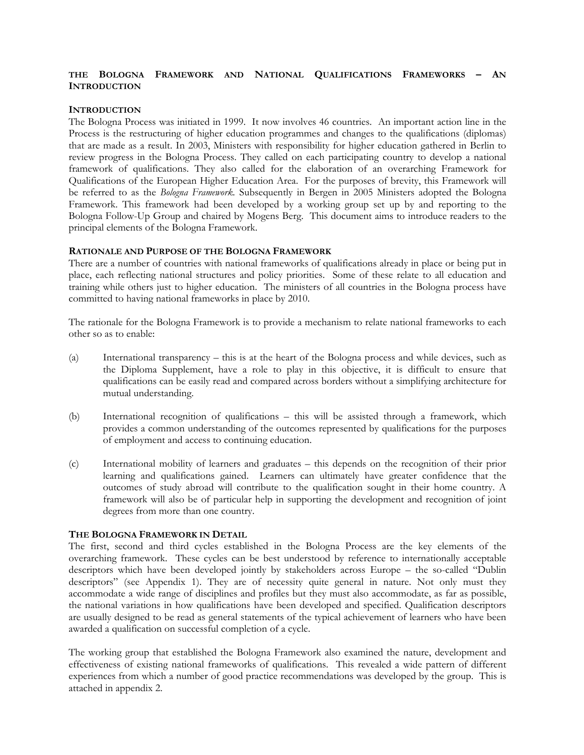# THE BOLOGNA FRAMEWORK AND NATIONAL QUALIFICATIONS FRAMEWORKS – AN INTRODUCTION

## INTRODUCTION

The Bologna Process was initiated in 1999. It now involves 46 countries. An important action line in the Process is the restructuring of higher education programmes and changes to the qualifications (diplomas) that are made as a result. In 2003, Ministers with responsibility for higher education gathered in Berlin to review progress in the Bologna Process. They called on each participating country to develop a national framework of qualifications. They also called for the elaboration of an overarching Framework for Qualifications of the European Higher Education Area. For the purposes of brevity, this Framework will be referred to as the *Bologna Framework*. Subsequently in Bergen in 2005 Ministers adopted the Bologna Framework. This framework had been developed by a working group set up by and reporting to the Bologna Follow-Up Group and chaired by Mogens Berg. This document aims to introduce readers to the principal elements of the Bologna Framework.

## RATIONALE AND PURPOSE OF THE BOLOGNA FRAMEWORK

There are a number of countries with national frameworks of qualifications already in place or being put in place, each reflecting national structures and policy priorities. Some of these relate to all education and training while others just to higher education. The ministers of all countries in the Bologna process have committed to having national frameworks in place by 2010.

The rationale for the Bologna Framework is to provide a mechanism to relate national frameworks to each other so as to enable:

(a) International transparency – this is at the heart of the Bologna process and while devices, such as the Diploma Supplement, have a role to play in this objective, it is difficult to ensure that qualifications can be easily read and compared across borders without a simplifying architecture for mutual understanding.

(b) International recognition of qualifications – this will be assisted through a framework, which provides a common understanding of the outcomes represented by qualifications for the purposes of employment and access to continuing education.

(c) International mobility of learners and graduates – this depends on the recognition of their prior learning and qualifications gained. Learners can ultimately have greater confidence that the outcomes of study abroad will contribute to the qualification sought in their home country. A framework will also be of particular help in supporting the development and recognition of joint degrees from more than one country.

## THE BOLOGNA FRAMEWORK IN DETAIL

The first, second and third cycles established in the Bologna Process are the key elements of the overarching framework. These cycles can be best understood by reference to internationally acceptable descriptors which have been developed jointly by stakeholders across Europe – the so-called "Dublin descriptors" (see Appendix 1). They are of necessity quite general in nature. Not only must they accommodate a wide range of disciplines and profiles but they must also accommodate, as far as possible, the national variations in how qualifications have been developed and specified. Qualification descriptors are usually designed to be read as general statements of the typical achievement of learners who have been awarded a qualification on successful completion of a cycle.

The working group that established the Bologna Framework also examined the nature, development and effectiveness of existing national frameworks of qualifications. This revealed a wide pattern of different experiences from which a number of good practice recommendations was developed by the group. This is attached in appendix 2.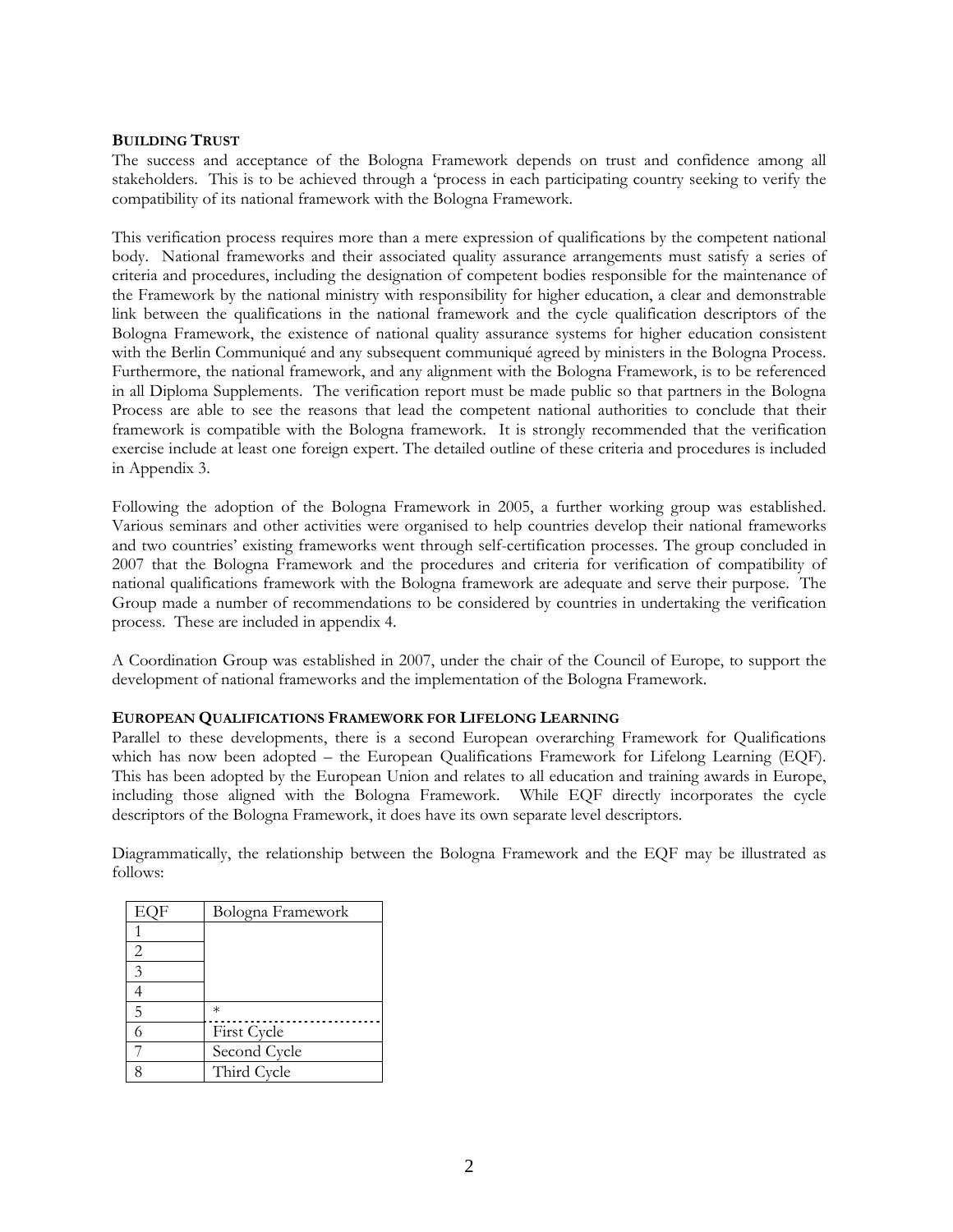**BUILDING TRUST**

The success and acceptance of the Bologna Framework depends on trust and confidence among all stakeholders. This is to be achieved through a 'process in each participating country seeking to verify the compatibility of its national framework with the Bologna Framework.

This verification process requires more than a mere expression of qualifications by the competent national body. National frameworks and their associated quality assurance arrangements must satisfy a series of criteria and procedures, including the designation of competent bodies responsible for the maintenance of the Framework by the national ministry with responsibility for higher education, a clear and demonstrable link between the qualifications in the national framework and the cycle qualification descriptors of the Bologna Framework, the existence of national quality assurance systems for higher education consistent with the Berlin Communiqué and any subsequent communiqué agreed by ministers in the Bologna Process. Furthermore, the national framework, and any alignment with the Bologna Framework, is to be referenced in all Diploma Supplements. The verification report must be made public so that partners in the Bologna Process are able to see the reasons that lead the competent national authorities to conclude that their framework is compatible with the Bologna framework. It is strongly recommended that the verification exercise include at least one foreign expert. The detailed outline of these criteria and procedures is included in Appendix 3.

Following the adoption of the Bologna Framework in 2005, a further working group was established. Various seminars and other activities were organised to help countries develop their national frameworks and two countries' existing frameworks went through self-certification processes. The group concluded in 2007 that the Bologna Framework and the procedures and criteria for verification of compatibility of national qualifications framework with the Bologna framework are adequate and serve their purpose. The Group made a number of recommendations to be considered by countries in undertaking the verification process. These are included in appendix 4.

A Coordination Group was established in 2007, under the chair of the Council of Europe, to support the development of national frameworks and the implementation of the Bologna Framework.

**EUROPEAN QUALIFICATIONS FRAMEWORK FOR LIFELONG LEARNING**

Parallel to these developments, there is a second European overarching Framework for Qualifications which has now been adopted – the European Qualifications Framework for Lifelong Learning (EQF). This has been adopted by the European Union and relates to all education and training awards in Europe, including those aligned with the Bologna Framework. While EQF directly incorporates the cycle descriptors of the Bologna Framework, it does have its own separate level descriptors.

Diagrammatically, the relationship between the Bologna Framework and the EQF may be illustrated as follows:

| EQF | Bologna Framework |
|---|---|
| 1 | |
| 2 | |
| 3 | |
| 4 | |
| 5 | * |
| 6 | First Cycle |
| 7 | Second Cycle |
| 8 | Third Cycle |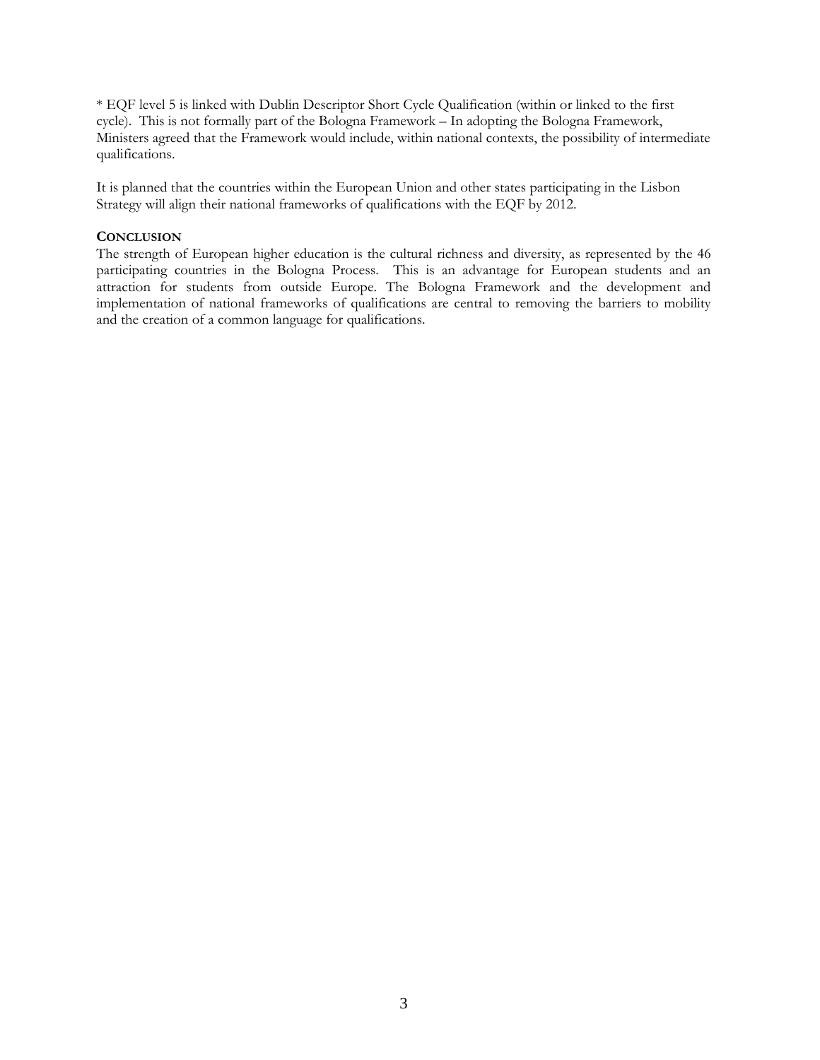* EQF level 5 is linked with Dublin Descriptor Short Cycle Qualification (within or linked to the first cycle). This is not formally part of the Bologna Framework – In adopting the Bologna Framework, Ministers agreed that the Framework would include, within national contexts, the possibility of intermediate qualifications.

It is planned that the countries within the European Union and other states participating in the Lisbon Strategy will align their national frameworks of qualifications with the EQF by 2012.

**CONCLUSION**

The strength of European higher education is the cultural richness and diversity, as represented by the 46 participating countries in the Bologna Process. This is an advantage for European students and an attraction for students from outside Europe. The Bologna Framework and the development and implementation of national frameworks of qualifications are central to removing the barriers to mobility and the creation of a common language for qualifications.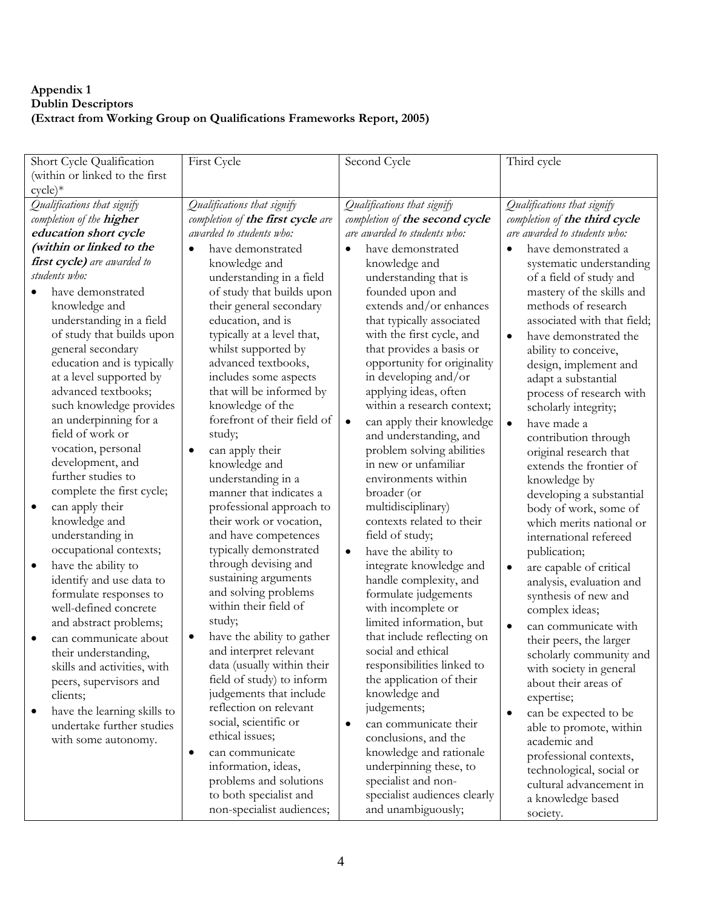**Appendix 1**
**Dublin Descriptors**
**(Extract from Working Group on Qualifications Frameworks Report, 2005)**

| Short Cycle Qualification (within or linked to the first cycle)* | First Cycle | Second Cycle | Third cycle |
|---|---|---|---|
| *Qualifications that signify completion of the* ***higher education short cycle (within or linked to the first cycle)*** *are awarded to students who:*<br>• have demonstrated knowledge and understanding in a field of study that builds upon general secondary education and is typically at a level supported by advanced textbooks; such knowledge provides an underpinning for a field of work or vocation, personal development, and further studies to complete the first cycle;<br>• can apply their knowledge and understanding in occupational contexts;<br>• have the ability to identify and use data to formulate responses to well-defined concrete and abstract problems;<br>• can communicate about their understanding, skills and activities, with peers, supervisors and clients;<br>• have the learning skills to undertake further studies with some autonomy. | *Qualifications that signify completion of* ***the first cycle*** *are awarded to students who:*<br>• have demonstrated knowledge and understanding in a field of study that builds upon their general secondary education, and is typically at a level that, whilst supported by advanced textbooks, includes some aspects that will be informed by knowledge of the forefront of their field of study;<br>• can apply their knowledge and understanding in a manner that indicates a professional approach to their work or vocation, and have competences typically demonstrated through devising and sustaining arguments and solving problems within their field of study;<br>• have the ability to gather and interpret relevant data (usually within their field of study) to inform judgements that include reflection on relevant social, scientific or ethical issues;<br>• can communicate information, ideas, problems and solutions to both specialist and non-specialist audiences; | *Qualifications that signify completion of* ***the second cycle*** *are awarded to students who:*<br>• have demonstrated knowledge and understanding that is founded upon and extends and/or enhances that typically associated with the first cycle, and that provides a basis or opportunity for originality in developing and/or applying ideas, often within a research context;<br>• can apply their knowledge and understanding, and problem solving abilities in new or unfamiliar environments within broader (or multidisciplinary) contexts related to their field of study;<br>• have the ability to integrate knowledge and handle complexity, and formulate judgements with incomplete or limited information, but that include reflecting on social and ethical responsibilities linked to the application of their knowledge and judgements;<br>• can communicate their conclusions, and the knowledge and rationale underpinning these, to specialist and non-specialist audiences clearly and unambiguously; | *Qualifications that signify completion of* ***the third cycle*** *are awarded to students who:*<br>• have demonstrated a systematic understanding of a field of study and mastery of the skills and methods of research associated with that field;<br>• have demonstrated the ability to conceive, design, implement and adapt a substantial process of research with scholarly integrity;<br>• have made a contribution through original research that extends the frontier of knowledge by developing a substantial body of work, some of which merits national or international refereed publication;<br>• are capable of critical analysis, evaluation and synthesis of new and complex ideas;<br>• can communicate with their peers, the larger scholarly community and with society in general about their areas of expertise;<br>• can be expected to be able to promote, within academic and professional contexts, technological, social or cultural advancement in a knowledge based society. |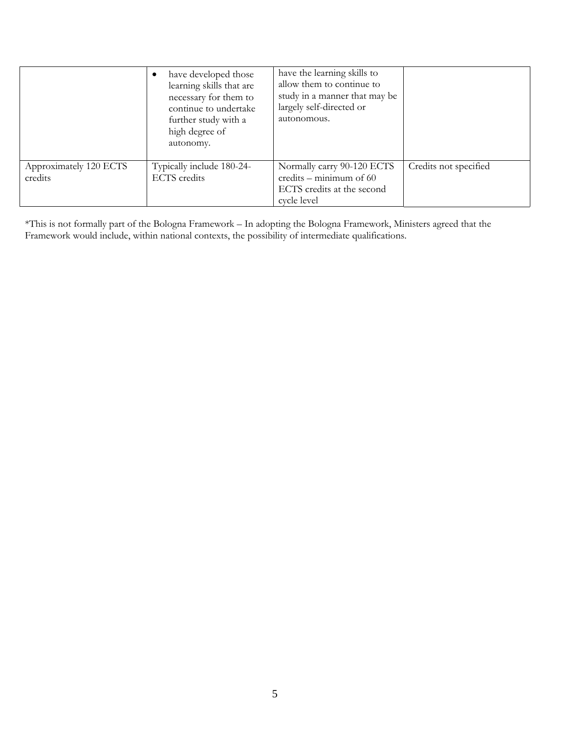|  |  |  |  |
|---|---|---|---|
|  | • have developed those learning skills that are necessary for them to continue to undertake further study with a high degree of autonomy. | have the learning skills to allow them to continue to study in a manner that may be largely self-directed or autonomous. |  |
| Approximately 120 ECTS credits | Typically include 180-24- ECTS credits | Normally carry 90-120 ECTS credits – minimum of 60 ECTS credits at the second cycle level | Credits not specified |

*This is not formally part of the Bologna Framework – In adopting the Bologna Framework, Ministers agreed that the Framework would include, within national contexts, the possibility of intermediate qualifications.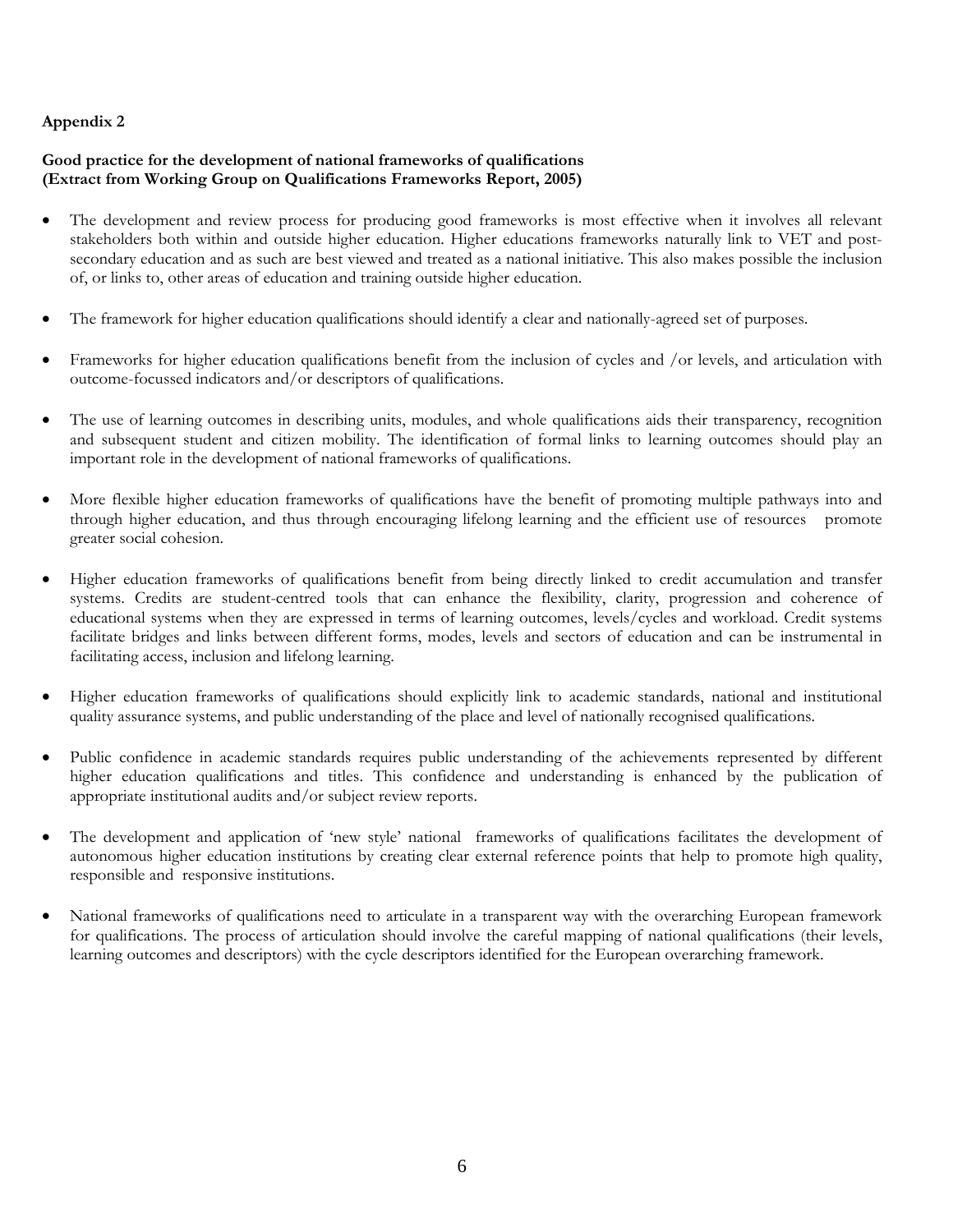**Appendix 2**

**Good practice for the development of national frameworks of qualifications (Extract from Working Group on Qualifications Frameworks Report, 2005)**

- The development and review process for producing good frameworks is most effective when it involves all relevant stakeholders both within and outside higher education. Higher educations frameworks naturally link to VET and post-secondary education and as such are best viewed and treated as a national initiative. This also makes possible the inclusion of, or links to, other areas of education and training outside higher education.

- The framework for higher education qualifications should identify a clear and nationally-agreed set of purposes.

- Frameworks for higher education qualifications benefit from the inclusion of cycles and /or levels, and articulation with outcome-focussed indicators and/or descriptors of qualifications.

- The use of learning outcomes in describing units, modules, and whole qualifications aids their transparency, recognition and subsequent student and citizen mobility. The identification of formal links to learning outcomes should play an important role in the development of national frameworks of qualifications.

- More flexible higher education frameworks of qualifications have the benefit of promoting multiple pathways into and through higher education, and thus through encouraging lifelong learning and the efficient use of resources promote greater social cohesion.

- Higher education frameworks of qualifications benefit from being directly linked to credit accumulation and transfer systems. Credits are student-centred tools that can enhance the flexibility, clarity, progression and coherence of educational systems when they are expressed in terms of learning outcomes, levels/cycles and workload. Credit systems facilitate bridges and links between different forms, modes, levels and sectors of education and can be instrumental in facilitating access, inclusion and lifelong learning.

- Higher education frameworks of qualifications should explicitly link to academic standards, national and institutional quality assurance systems, and public understanding of the place and level of nationally recognised qualifications.

- Public confidence in academic standards requires public understanding of the achievements represented by different higher education qualifications and titles. This confidence and understanding is enhanced by the publication of appropriate institutional audits and/or subject review reports.

- The development and application of 'new style' national frameworks of qualifications facilitates the development of autonomous higher education institutions by creating clear external reference points that help to promote high quality, responsible and responsive institutions.

- National frameworks of qualifications need to articulate in a transparent way with the overarching European framework for qualifications. The process of articulation should involve the careful mapping of national qualifications (their levels, learning outcomes and descriptors) with the cycle descriptors identified for the European overarching framework.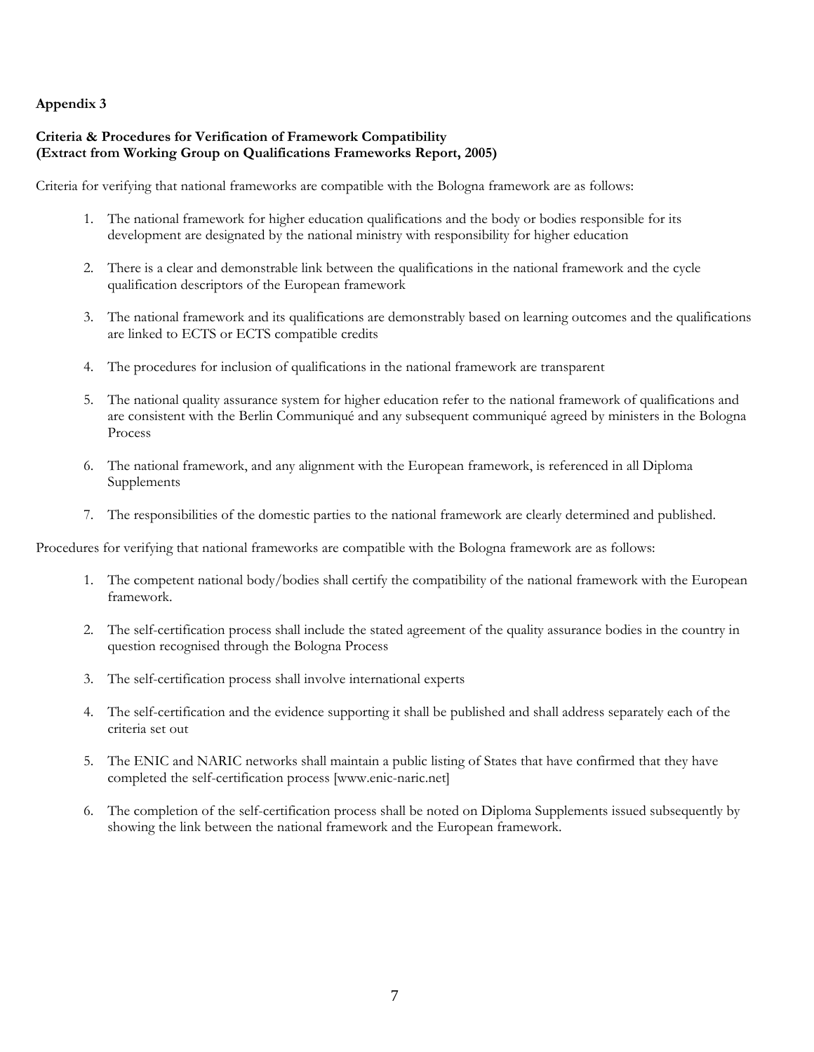**Appendix 3**

**Criteria & Procedures for Verification of Framework Compatibility**
**(Extract from Working Group on Qualifications Frameworks Report, 2005)**

Criteria for verifying that national frameworks are compatible with the Bologna framework are as follows:

1. The national framework for higher education qualifications and the body or bodies responsible for its development are designated by the national ministry with responsibility for higher education

2. There is a clear and demonstrable link between the qualifications in the national framework and the cycle qualification descriptors of the European framework

3. The national framework and its qualifications are demonstrably based on learning outcomes and the qualifications are linked to ECTS or ECTS compatible credits

4. The procedures for inclusion of qualifications in the national framework are transparent

5. The national quality assurance system for higher education refer to the national framework of qualifications and are consistent with the Berlin Communiqué and any subsequent communiqué agreed by ministers in the Bologna Process

6. The national framework, and any alignment with the European framework, is referenced in all Diploma Supplements

7. The responsibilities of the domestic parties to the national framework are clearly determined and published.

Procedures for verifying that national frameworks are compatible with the Bologna framework are as follows:

1. The competent national body/bodies shall certify the compatibility of the national framework with the European framework.

2. The self-certification process shall include the stated agreement of the quality assurance bodies in the country in question recognised through the Bologna Process

3. The self-certification process shall involve international experts

4. The self-certification and the evidence supporting it shall be published and shall address separately each of the criteria set out

5. The ENIC and NARIC networks shall maintain a public listing of States that have confirmed that they have completed the self-certification process [www.enic-naric.net]

6. The completion of the self-certification process shall be noted on Diploma Supplements issued subsequently by showing the link between the national framework and the European framework.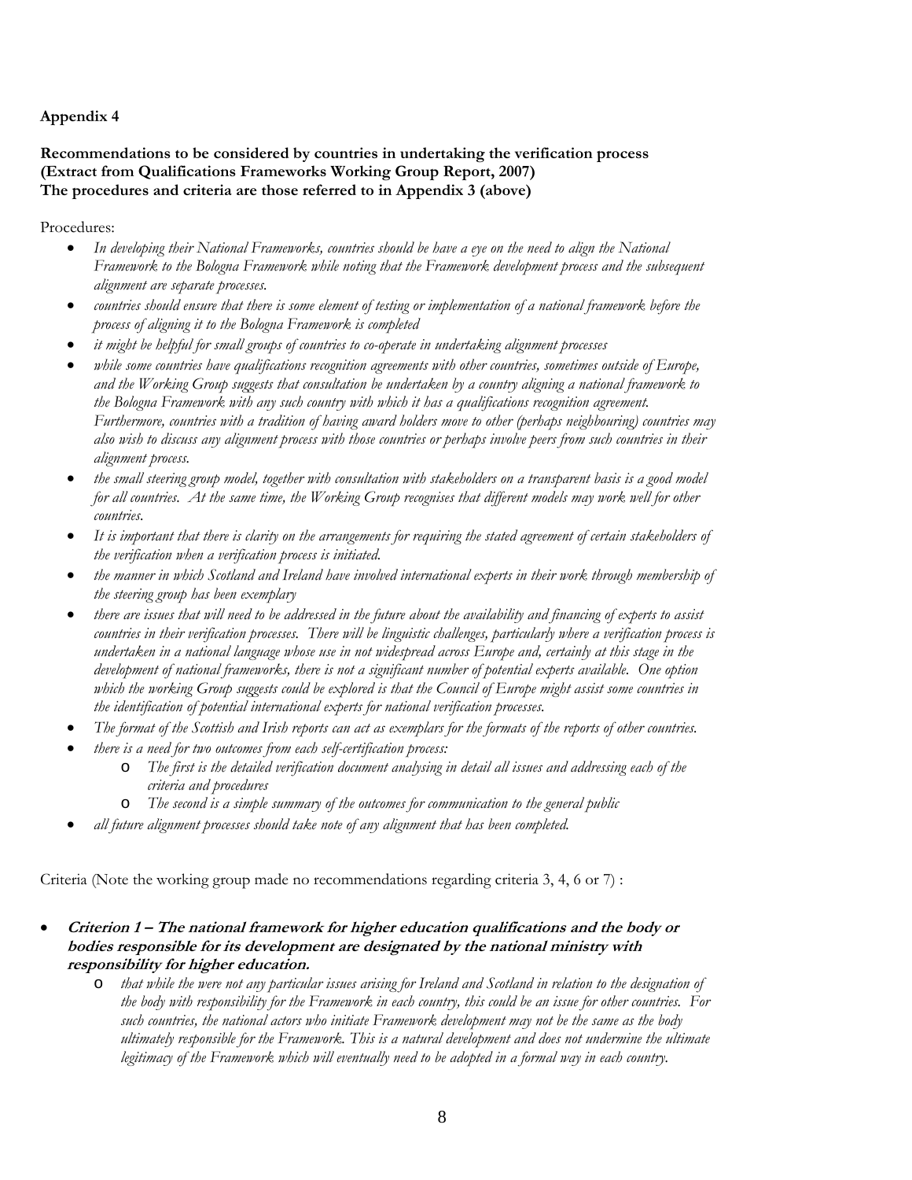**Appendix 4**

**Recommendations to be considered by countries in undertaking the verification process (Extract from Qualifications Frameworks Working Group Report, 2007)**
**The procedures and criteria are those referred to in Appendix 3 (above)**

Procedures:

- *In developing their National Frameworks, countries should be have a eye on the need to align the National Framework to the Bologna Framework while noting that the Framework development process and the subsequent alignment are separate processes.*
- *countries should ensure that there is some element of testing or implementation of a national framework before the process of aligning it to the Bologna Framework is completed*
- *it might be helpful for small groups of countries to co-operate in undertaking alignment processes*
- *while some countries have qualifications recognition agreements with other countries, sometimes outside of Europe, and the Working Group suggests that consultation be undertaken by a country aligning a national framework to the Bologna Framework with any such country with which it has a qualifications recognition agreement. Furthermore, countries with a tradition of having award holders move to other (perhaps neighbouring) countries may also wish to discuss any alignment process with those countries or perhaps involve peers from such countries in their alignment process.*
- *the small steering group model, together with consultation with stakeholders on a transparent basis is a good model for all countries. At the same time, the Working Group recognises that different models may work well for other countries.*
- *It is important that there is clarity on the arrangements for requiring the stated agreement of certain stakeholders of the verification when a verification process is initiated.*
- *the manner in which Scotland and Ireland have involved international experts in their work through membership of the steering group has been exemplary*
- *there are issues that will need to be addressed in the future about the availability and financing of experts to assist countries in their verification processes. There will be linguistic challenges, particularly where a verification process is undertaken in a national language whose use in not widespread across Europe and, certainly at this stage in the development of national frameworks, there is not a significant number of potential experts available. One option which the working Group suggests could be explored is that the Council of Europe might assist some countries in the identification of potential international experts for national verification processes.*
- *The format of the Scottish and Irish reports can act as exemplars for the formats of the reports of other countries.*
- *there is a need for two outcomes from each self-certification process:*
    - *The first is the detailed verification document analysing in detail all issues and addressing each of the criteria and procedures*
    - *The second is a simple summary of the outcomes for communication to the general public*
- *all future alignment processes should take note of any alignment that has been completed.*

Criteria (Note the working group made no recommendations regarding criteria 3, 4, 6 or 7) :

- ***Criterion 1 – The national framework for higher education qualifications and the body or bodies responsible for its development are designated by the national ministry with responsibility for higher education.***
    - *that while the were not any particular issues arising for Ireland and Scotland in relation to the designation of the body with responsibility for the Framework in each country, this could be an issue for other countries. For such countries, the national actors who initiate Framework development may not be the same as the body ultimately responsible for the Framework. This is a natural development and does not undermine the ultimate legitimacy of the Framework which will eventually need to be adopted in a formal way in each country.*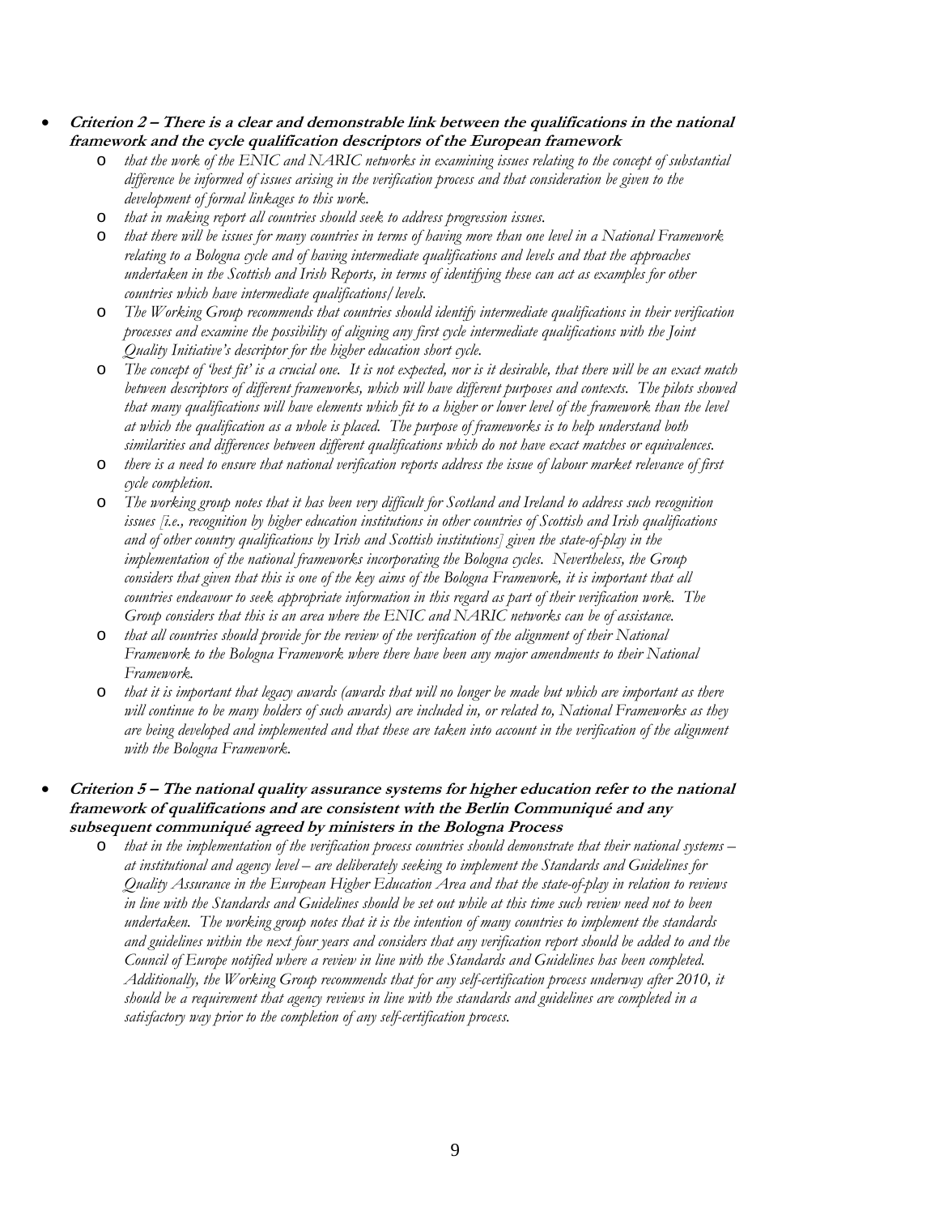- ***Criterion 2 – There is a clear and demonstrable link between the qualifications in the national framework and the cycle qualification descriptors of the European framework***
  - *that the work of the ENIC and NARIC networks in examining issues relating to the concept of substantial difference be informed of issues arising in the verification process and that consideration be given to the development of formal linkages to this work.*
  - *that in making report all countries should seek to address progression issues.*
  - *that there will be issues for many countries in terms of having more than one level in a National Framework relating to a Bologna cycle and of having intermediate qualifications and levels and that the approaches undertaken in the Scottish and Irish Reports, in terms of identifying these can act as examples for other countries which have intermediate qualifications/levels.*
  - *The Working Group recommends that countries should identify intermediate qualifications in their verification processes and examine the possibility of aligning any first cycle intermediate qualifications with the Joint Quality Initiative's descriptor for the higher education short cycle.*
  - *The concept of 'best fit' is a crucial one. It is not expected, nor is it desirable, that there will be an exact match between descriptors of different frameworks, which will have different purposes and contexts. The pilots showed that many qualifications will have elements which fit to a higher or lower level of the framework than the level at which the qualification as a whole is placed. The purpose of frameworks is to help understand both similarities and differences between different qualifications which do not have exact matches or equivalences.*
  - *there is a need to ensure that national verification reports address the issue of labour market relevance of first cycle completion.*
  - *The working group notes that it has been very difficult for Scotland and Ireland to address such recognition issues [i.e., recognition by higher education institutions in other countries of Scottish and Irish qualifications and of other country qualifications by Irish and Scottish institutions] given the state-of-play in the implementation of the national frameworks incorporating the Bologna cycles. Nevertheless, the Group considers that given that this is one of the key aims of the Bologna Framework, it is important that all countries endeavour to seek appropriate information in this regard as part of their verification work. The Group considers that this is an area where the ENIC and NARIC networks can be of assistance.*
  - *that all countries should provide for the review of the verification of the alignment of their National Framework to the Bologna Framework where there have been any major amendments to their National Framework.*
  - *that it is important that legacy awards (awards that will no longer be made but which are important as there will continue to be many holders of such awards) are included in, or related to, National Frameworks as they are being developed and implemented and that these are taken into account in the verification of the alignment with the Bologna Framework.*

- ***Criterion 5 – The national quality assurance systems for higher education refer to the national framework of qualifications and are consistent with the Berlin Communiqué and any subsequent communiqué agreed by ministers in the Bologna Process***
  - *that in the implementation of the verification process countries should demonstrate that their national systems – at institutional and agency level – are deliberately seeking to implement the Standards and Guidelines for Quality Assurance in the European Higher Education Area and that the state-of-play in relation to reviews in line with the Standards and Guidelines should be set out while at this time such review need not to been undertaken. The working group notes that it is the intention of many countries to implement the standards and guidelines within the next four years and considers that any verification report should be added to and the Council of Europe notified where a review in line with the Standards and Guidelines has been completed. Additionally, the Working Group recommends that for any self-certification process underway after 2010, it should be a requirement that agency reviews in line with the standards and guidelines are completed in a satisfactory way prior to the completion of any self-certification process.*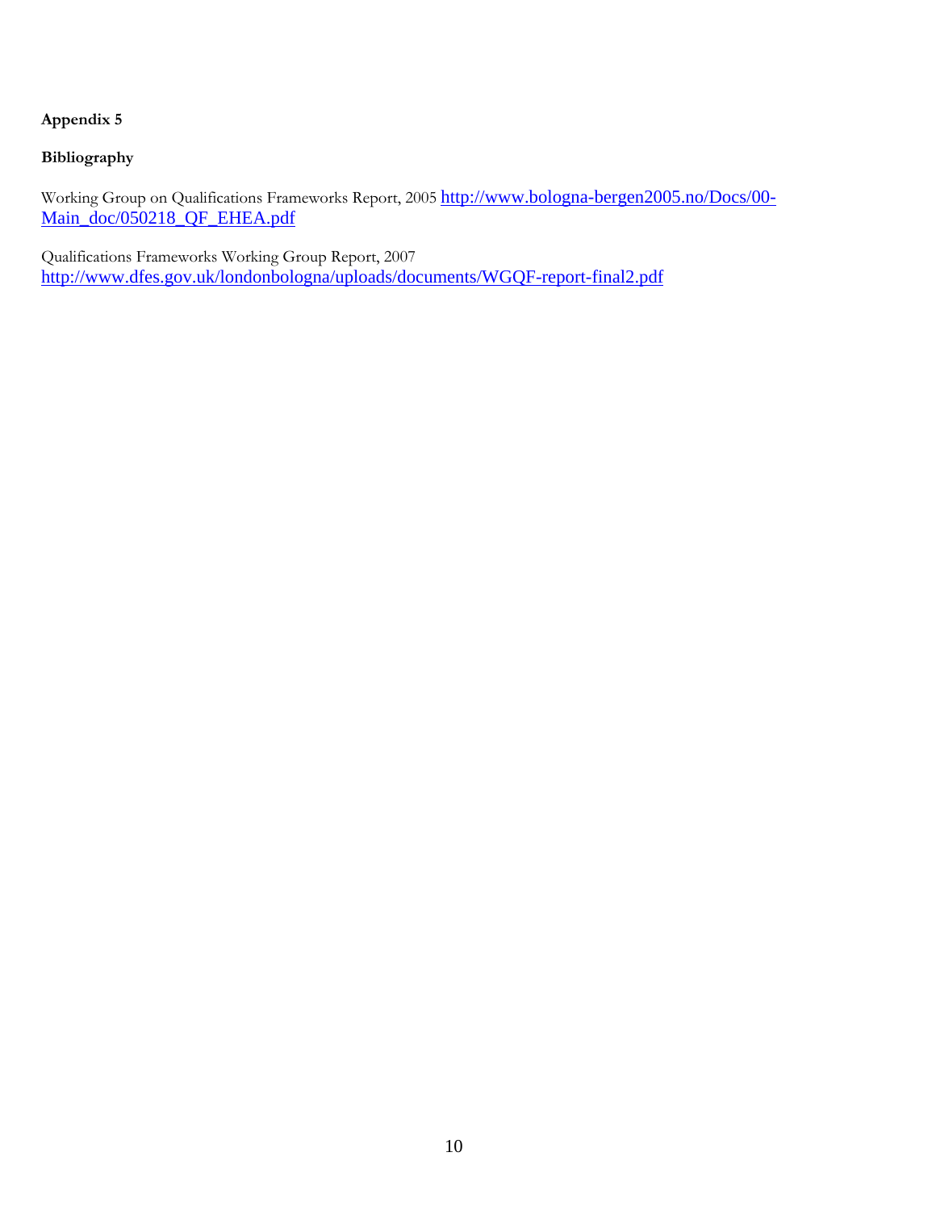**Appendix 5**

**Bibliography**

Working Group on Qualifications Frameworks Report, 2005 http://www.bologna-bergen2005.no/Docs/00-Main_doc/050218_QF_EHEA.pdf

Qualifications Frameworks Working Group Report, 2007
http://www.dfes.gov.uk/londonbologna/uploads/documents/WGQF-report-final2.pdf